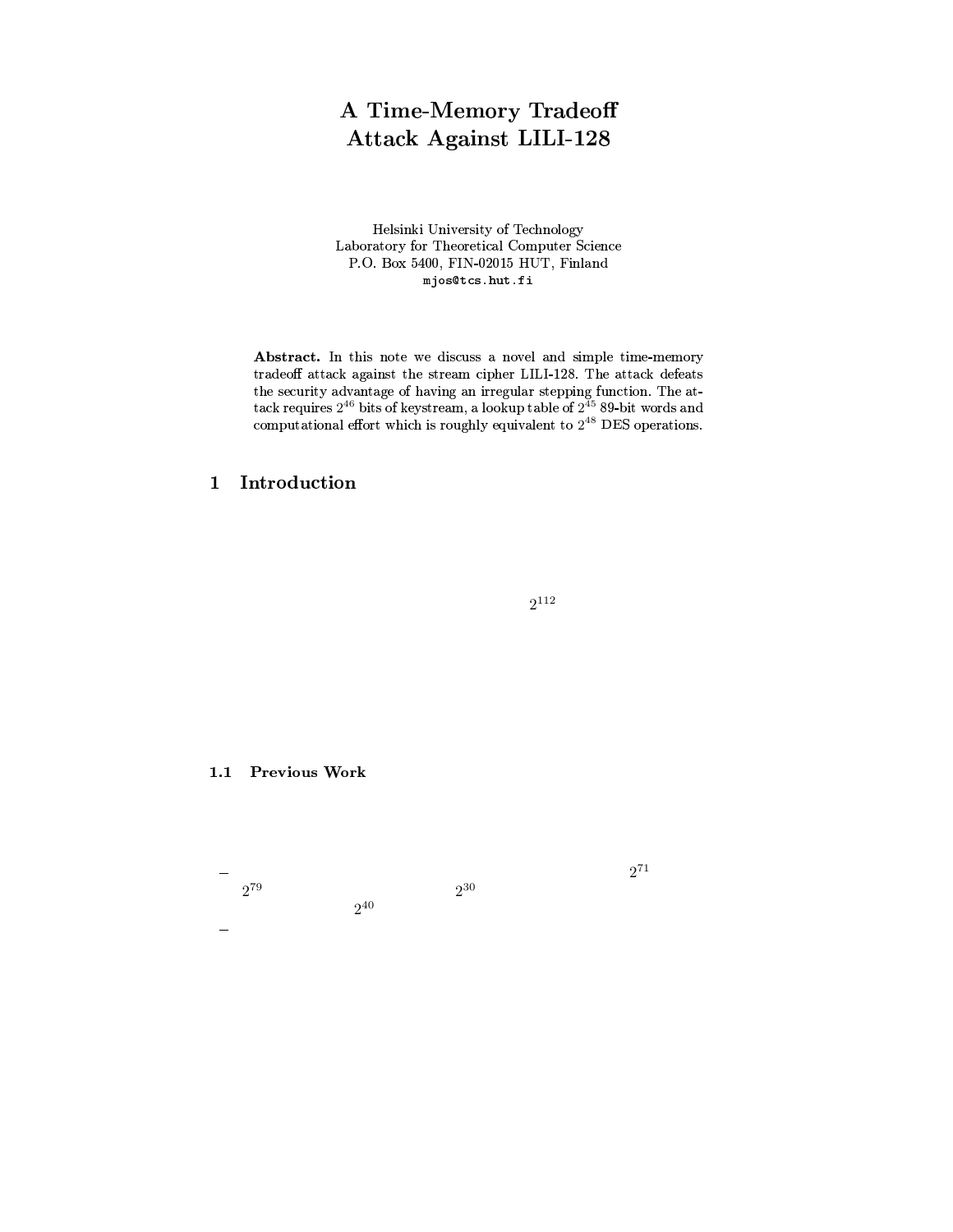# A Time-Memory Tradeoff Attack Against LILI-128

Helsinki University of Technology
Laboratory for Theoretical Computer Science
P.O. Box 5400, FIN-02015 HUT, Finland
`mjos@tcs.hut.fi`

**Abstract.** In this note we discuss a novel and simple time-memory tradeoff attack against the stream cipher LILI-128. The attack defeats the security advantage of having an irregular stepping function. The attack requires $2^{46}$ bits of keystream, a lookup table of $2^{45}$ 89-bit words and computational effort which is roughly equivalent to $2^{48}$ DES operations.

## 1 Introduction

$2^{112}$

### 1.1 Previous Work

– $2^{71}$ $2^{79}$ $2^{30}$ $2^{40}$

–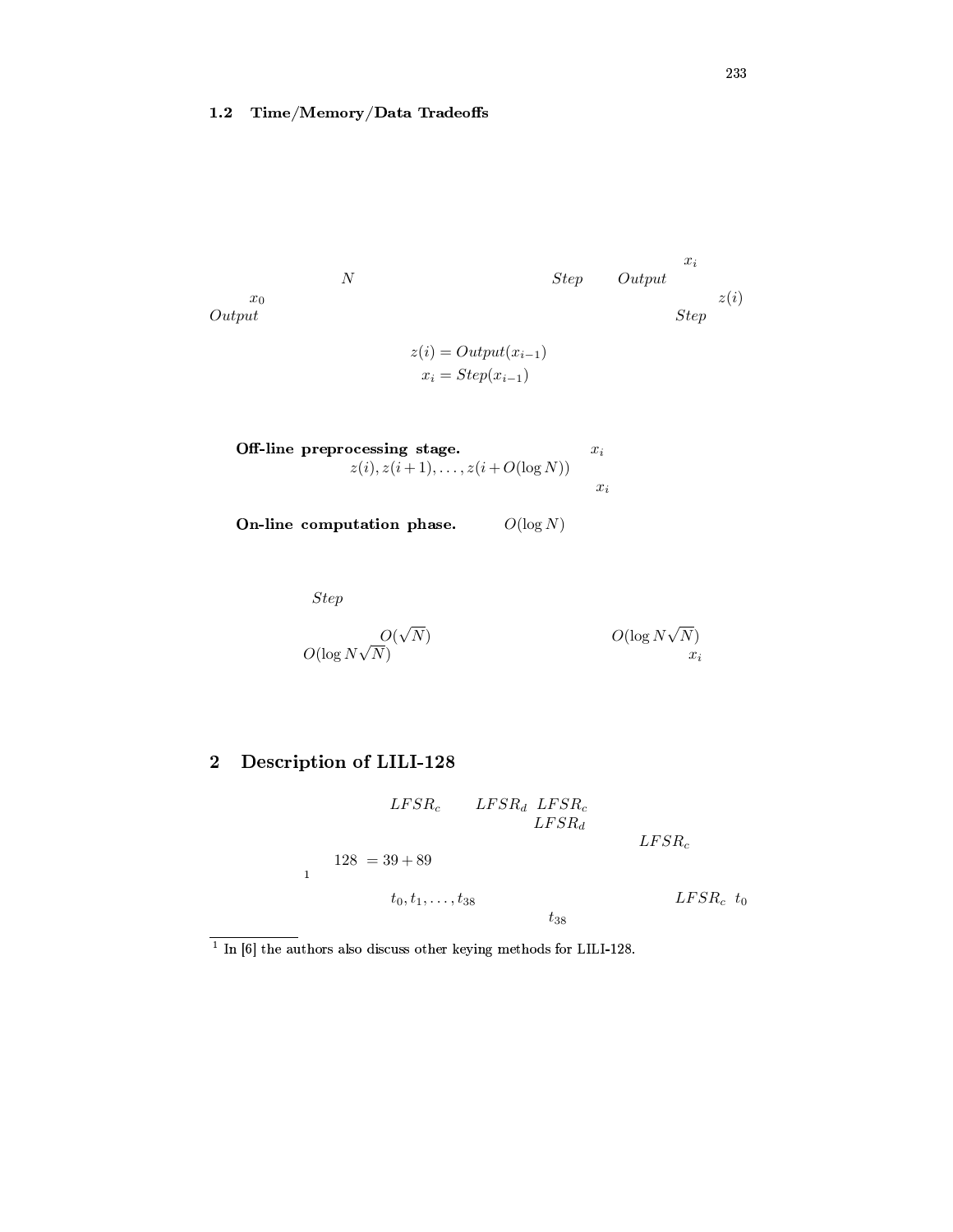### 1.2 Time/Memory/Data Tradeoffs

$x_i$

$N$ $Step$ $Output$

$x_0$ $z(i)$

$Output$ $Step$

$$z(i) = Output(x_{i-1})$$
$$x_i = Step(x_{i-1})$$

**Off-line preprocessing stage.** $x_i$ $z(i), z(i+1), \ldots, z(i + O(\log N))$ $x_i$

**On-line computation phase.** $O(\log N)$

$Step$

$O(\sqrt{N})$ $O(\log N \sqrt{N})$ $O(\log N \sqrt{N})$ $x_i$

## 2 Description of LILI-128

$LFSR_c$ $LFSR_d$ $LFSR_c$ $LFSR_d$ $LFSR_c$ $128 = 39 + 89$ [1]

$t_0, t_1, \ldots, t_{38}$ $LFSR_c$ $t_0$ $t_{38}$

[1] In [6] the authors also discuss other keying methods for LILI-128.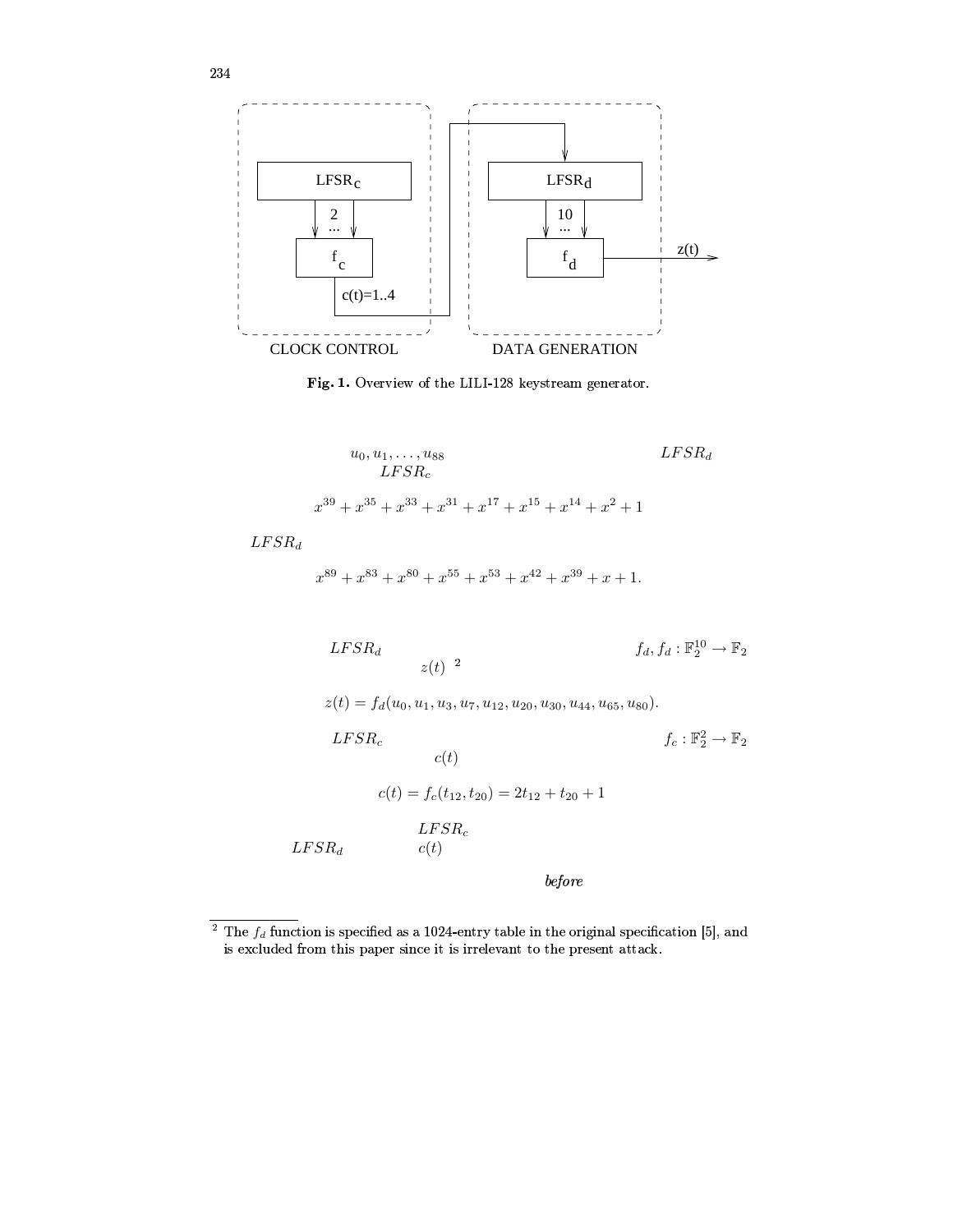Fig. 1. Overview of the LILI-128 keystream generator.

$u_0, u_1, \ldots, u_{88}$ $LFSR_d$

$LFSR_c$

$$x^{39} + x^{35} + x^{33} + x^{31} + x^{17} + x^{15} + x^{14} + x^2 + 1$$

$LFSR_d$

$$x^{89} + x^{83} + x^{80} + x^{55} + x^{53} + x^{42} + x^{39} + x + 1.$$

$LFSR_d$ $f_d, f_d : \mathbb{F}_2^{10} \rightarrow \mathbb{F}_2$

$z(t)$ [2]

$$z(t) = f_d(u_0, u_1, u_3, u_7, u_{12}, u_{20}, u_{30}, u_{44}, u_{65}, u_{80}).$$

$LFSR_c$ $f_c : \mathbb{F}_2^2 \rightarrow \mathbb{F}_2$

$c(t)$

$$c(t) = f_c(t_{12}, t_{20}) = 2t_{12} + t_{20} + 1$$

$LFSR_c$

$LFSR_d$ $c(t)$

*before*

---

[2] The $f_d$ function is specified as a 1024-entry table in the original specification [5], and is excluded from this paper since it is irrelevant to the present attack.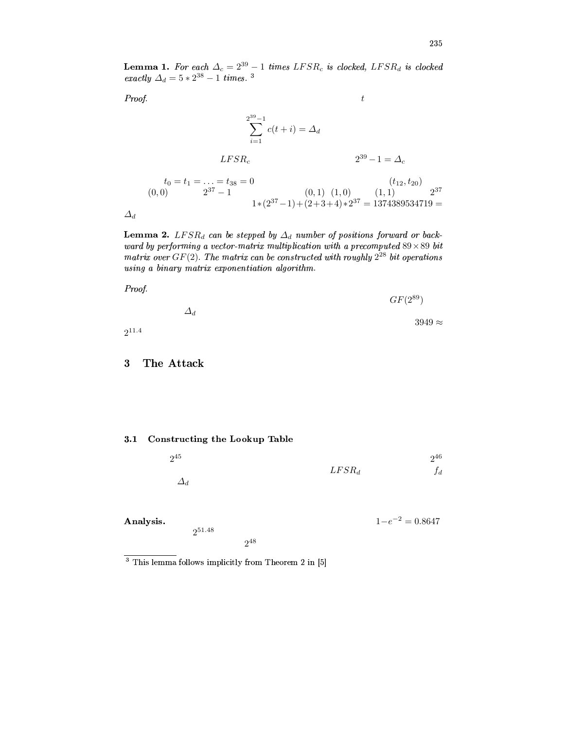**Lemma 1.** *For each $\Delta_c = 2^{39} - 1$ times $LFSR_c$ is clocked, $LFSR_d$ is clocked exactly $\Delta_d = 5 * 2^{38} - 1$ times.* [3]

*Proof.* $t$

$$\sum_{i=1}^{2^{39}-1} c(t+i) = \Delta_d$$

$LFSR_c$ $2^{39} - 1 = \Delta_c$

$t_0 = t_1 = \ldots = t_{38} = 0$ $(t_{12}, t_{20})$ $(0,0)$ $2^{37} - 1$ $(0,1)$ $(1,0)$ $(1,1)$ $2^{37}$ $1*(2^{37}-1)+(2+3+4)*2^{37} = 1374389534719 =$ $\Delta_d$

**Lemma 2.** *$LFSR_d$ can be stepped by $\Delta_d$ number of positions forward or backward by performing a vector-matrix multiplication with a precomputed $89 \times 89$ bit matrix over $GF(2)$. The matrix can be constructed with roughly $2^{28}$ bit operations using a binary matrix exponentiation algorithm.*

*Proof.* $GF(2^{89})$ $\Delta_d$ $3949 \approx$ $2^{11.4}$

## 3 The Attack

### 3.1 Constructing the Lookup Table

$2^{45}$ $2^{46}$ $LFSR_d$ $f_d$ $\Delta_d$

**Analysis.** $1-e^{-2} = 0.8647$ $2^{51.48}$ $2^{48}$

---

[3] This lemma follows implicitly from Theorem 2 in [5]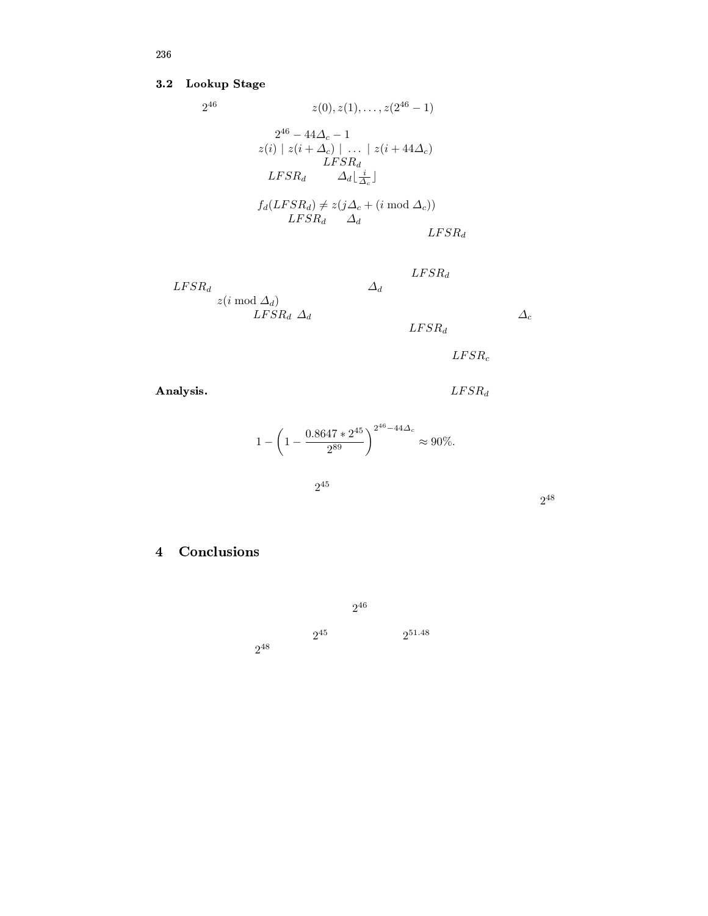### 3.2 Lookup Stage

$2^{46}$ $z(0), z(1), \ldots, z(2^{46}-1)$

$2^{46} - 44\Delta_c - 1$

$z(i) \mid z(i+\Delta_c) \mid \ldots \mid z(i+44\Delta_c)$

$LFSR_d$

$LFSR_d$ $\Delta_d \lfloor \frac{i}{\Delta_c} \rfloor$

$f_d(LFSR_d) \neq z(j\Delta_c + (i \bmod \Delta_c))$

$LFSR_d$ $\Delta_d$

$LFSR_d$

$LFSR_d$

$LFSR_d$ $\Delta_d$

$z(i \bmod \Delta_d)$

$LFSR_d$ $\Delta_d$ $\Delta_c$

$LFSR_d$

$LFSR_c$

**Analysis.** $LFSR_d$

$$1 - \left(1 - \frac{0.8647 * 2^{45}}{2^{89}}\right)^{2^{46}-44\Delta_c} \approx 90\%.$$

$2^{45}$

$2^{48}$

## 4 Conclusions

$2^{46}$

$2^{45}$ $2^{51.48}$

$2^{48}$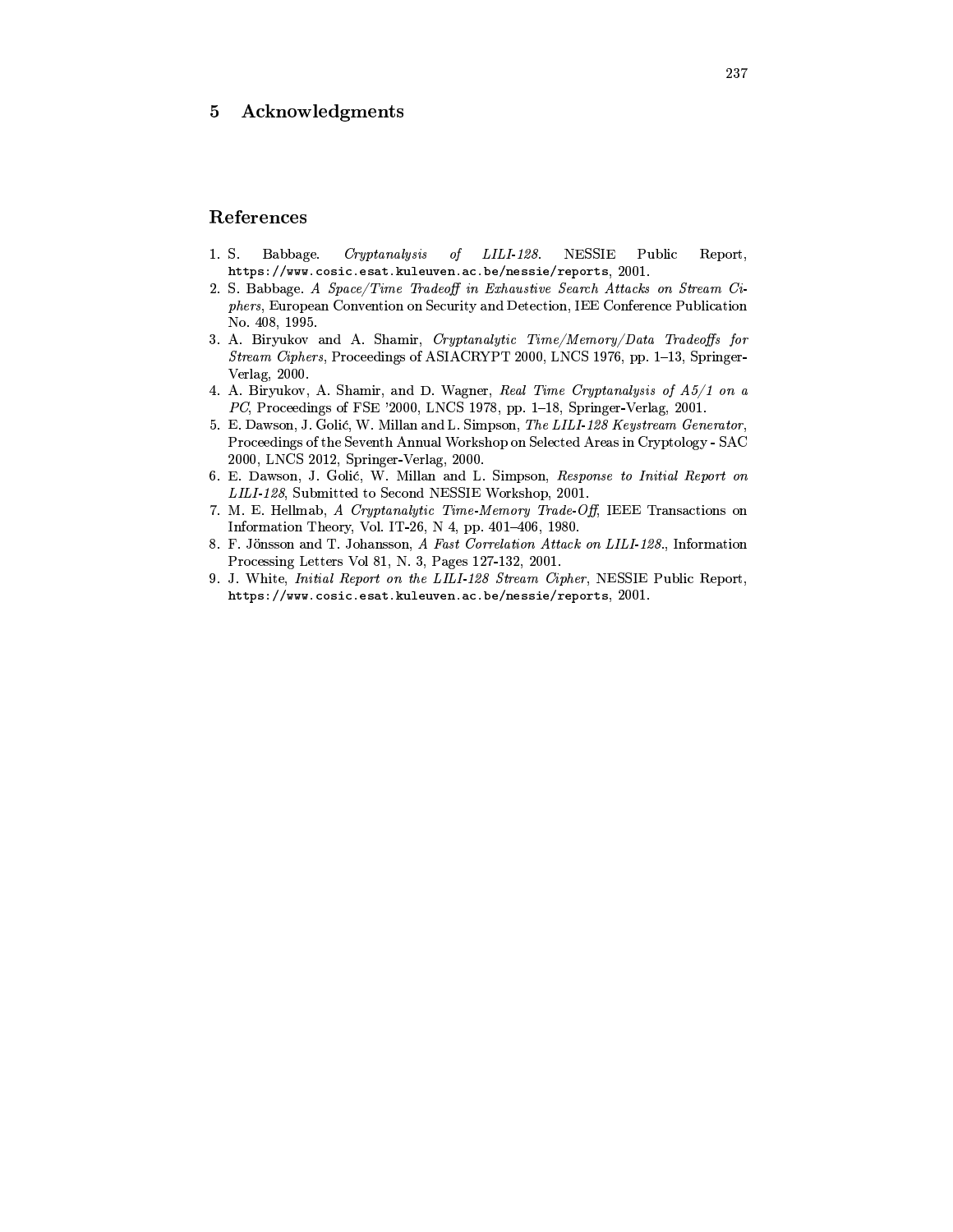## 5 Acknowledgments

## References

1. S. Babbage. *Cryptanalysis of LILI-128*. NESSIE Public Report, `https://www.cosic.esat.kuleuven.ac.be/nessie/reports`, 2001.
2. S. Babbage. *A Space/Time Tradeoff in Exhaustive Search Attacks on Stream Ciphers*, European Convention on Security and Detection, IEE Conference Publication No. 408, 1995.
3. A. Biryukov and A. Shamir, *Cryptanalytic Time/Memory/Data Tradeoffs for Stream Ciphers*, Proceedings of ASIACRYPT 2000, LNCS 1976, pp. 1–13, Springer-Verlag, 2000.
4. A. Biryukov, A. Shamir, and D. Wagner, *Real Time Cryptanalysis of A5/1 on a PC*, Proceedings of FSE '2000, LNCS 1978, pp. 1–18, Springer-Verlag, 2001.
5. E. Dawson, J. Golić, W. Millan and L. Simpson, *The LILI-128 Keystream Generator*, Proceedings of the Seventh Annual Workshop on Selected Areas in Cryptology - SAC 2000, LNCS 2012, Springer-Verlag, 2000.
6. E. Dawson, J. Golić, W. Millan and L. Simpson, *Response to Initial Report on LILI-128*, Submitted to Second NESSIE Workshop, 2001.
7. M. E. Hellmab, *A Cryptanalytic Time-Memory Trade-Off*, IEEE Transactions on Information Theory, Vol. IT-26, N 4, pp. 401–406, 1980.
8. F. Jönsson and T. Johansson, *A Fast Correlation Attack on LILI-128.*, Information Processing Letters Vol 81, N. 3, Pages 127-132, 2001.
9. J. White, *Initial Report on the LILI-128 Stream Cipher*, NESSIE Public Report, `https://www.cosic.esat.kuleuven.ac.be/nessie/reports`, 2001.